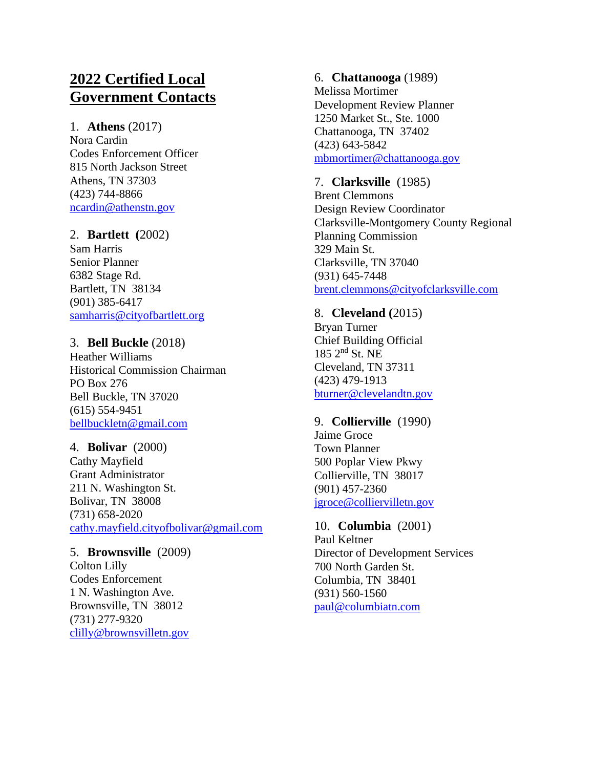# 2022 Certified Local Government Contacts

1. **Athens** (2017)
Nora Cardin
Codes Enforcement Officer
815 North Jackson Street
Athens, TN 37303
(423) 744-8866
ncardin@athenstn.gov

2. **Bartlett (**2002)
Sam Harris
Senior Planner
6382 Stage Rd.
Bartlett, TN 38134
(901) 385-6417
samharris@cityofbartlett.org

3. **Bell Buckle** (2018)
Heather Williams
Historical Commission Chairman
PO Box 276
Bell Buckle, TN 37020
(615) 554-9451
bellbuckletn@gmail.com

4. **Bolivar** (2000)
Cathy Mayfield
Grant Administrator
211 N. Washington St.
Bolivar, TN 38008
(731) 658-2020
cathy.mayfield.cityofbolivar@gmail.com

5. **Brownsville** (2009)
Colton Lilly
Codes Enforcement
1 N. Washington Ave.
Brownsville, TN 38012
(731) 277-9320
clilly@brownsvilletn.gov

6. **Chattanooga** (1989)
Melissa Mortimer
Development Review Planner
1250 Market St., Ste. 1000
Chattanooga, TN 37402
(423) 643-5842
mbmortimer@chattanooga.gov

7. **Clarksville** (1985)
Brent Clemmons
Design Review Coordinator
Clarksville-Montgomery County Regional Planning Commission
329 Main St.
Clarksville, TN 37040
(931) 645-7448
brent.clemmons@cityofclarksville.com

8. **Cleveland (**2015)
Bryan Turner
Chief Building Official
185 2nd St. NE
Cleveland, TN 37311
(423) 479-1913
bturner@clevelandtn.gov

9. **Collierville** (1990)
Jaime Groce
Town Planner
500 Poplar View Pkwy
Collierville, TN 38017
(901) 457-2360
jgroce@colliervilletn.gov

10. **Columbia** (2001)
Paul Keltner
Director of Development Services
700 North Garden St.
Columbia, TN 38401
(931) 560-1560
paul@columbiatn.com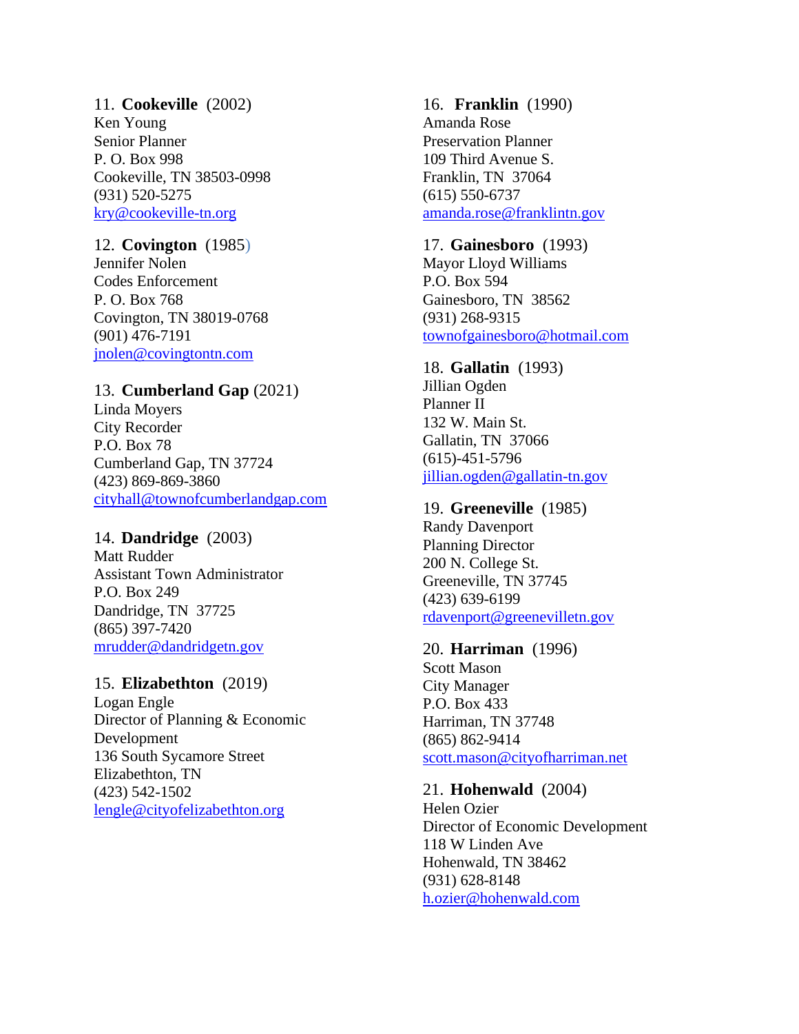11. **Cookeville** (2002)
Ken Young
Senior Planner
P. O. Box 998
Cookeville, TN 38503-0998
(931) 520-5275
kry@cookeville-tn.org

12. **Covington** (1985)
Jennifer Nolen
Codes Enforcement
P. O. Box 768
Covington, TN 38019-0768
(901) 476-7191
jnolen@covingtontn.com

13. **Cumberland Gap** (2021)
Linda Moyers
City Recorder
P.O. Box 78
Cumberland Gap, TN 37724
(423) 869-869-3860
cityhall@townofcumberlandgap.com

14. **Dandridge** (2003)
Matt Rudder
Assistant Town Administrator
P.O. Box 249
Dandridge, TN 37725
(865) 397-7420
mrudder@dandridgetn.gov

15. **Elizabethton** (2019)
Logan Engle
Director of Planning & Economic Development
136 South Sycamore Street
Elizabethton, TN
(423) 542-1502
lengle@cityofelizabethton.org

16. **Franklin** (1990)
Amanda Rose
Preservation Planner
109 Third Avenue S.
Franklin, TN 37064
(615) 550-6737
amanda.rose@franklintn.gov

17. **Gainesboro** (1993)
Mayor Lloyd Williams
P.O. Box 594
Gainesboro, TN 38562
(931) 268-9315
townofgainesboro@hotmail.com

18. **Gallatin** (1993)
Jillian Ogden
Planner II
132 W. Main St.
Gallatin, TN 37066
(615)-451-5796
jillian.ogden@gallatin-tn.gov

19. **Greeneville** (1985)
Randy Davenport
Planning Director
200 N. College St.
Greeneville, TN 37745
(423) 639-6199
rdavenport@greenevilletn.gov

20. **Harriman** (1996)
Scott Mason
City Manager
P.O. Box 433
Harriman, TN 37748
(865) 862-9414
scott.mason@cityofharriman.net

21. **Hohenwald** (2004)
Helen Ozier
Director of Economic Development
118 W Linden Ave
Hohenwald, TN 38462
(931) 628-8148
h.ozier@hohenwald.com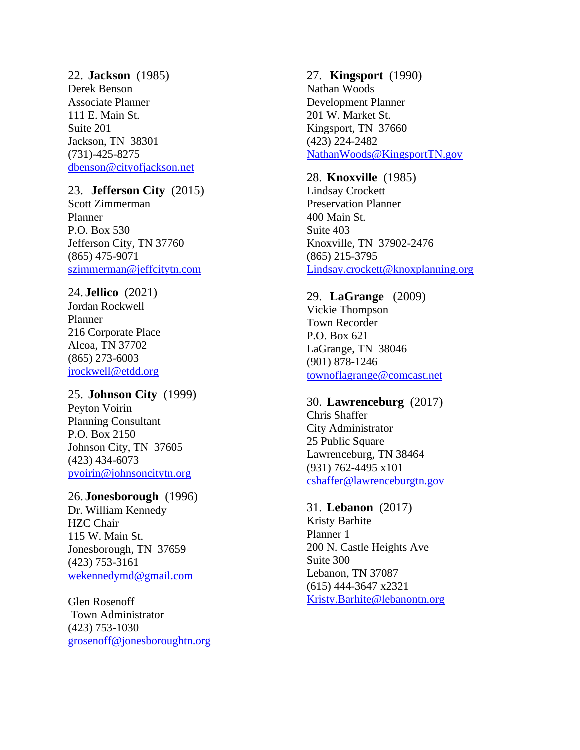22. **Jackson** (1985)
Derek Benson
Associate Planner
111 E. Main St.
Suite 201
Jackson, TN 38301
(731)-425-8275
dbenson@cityofjackson.net

23. **Jefferson City** (2015)
Scott Zimmerman
Planner
P.O. Box 530
Jefferson City, TN 37760
(865) 475-9071
szimmerman@jeffcitytn.com

24. **Jellico** (2021)
Jordan Rockwell
Planner
216 Corporate Place
Alcoa, TN 37702
(865) 273-6003
jrockwell@etdd.org

25. **Johnson City** (1999)
Peyton Voirin
Planning Consultant
P.O. Box 2150
Johnson City, TN 37605
(423) 434-6073
pvoirin@johnsoncitytn.org

26. **Jonesborough** (1996)
Dr. William Kennedy
HZC Chair
115 W. Main St.
Jonesborough, TN 37659
(423) 753-3161
wekennedymd@gmail.com

Glen Rosenoff
Town Administrator
(423) 753-1030
grosenoff@jonesboroughtn.org

27. **Kingsport** (1990)
Nathan Woods
Development Planner
201 W. Market St.
Kingsport, TN 37660
(423) 224-2482
NathanWoods@KingsportTN.gov

28. **Knoxville** (1985)
Lindsay Crockett
Preservation Planner
400 Main St.
Suite 403
Knoxville, TN 37902-2476
(865) 215-3795
Lindsay.crockett@knoxplanning.org

29. **LaGrange** (2009)
Vickie Thompson
Town Recorder
P.O. Box 621
LaGrange, TN 38046
(901) 878-1246
townoflagrange@comcast.net

30. **Lawrenceburg** (2017)
Chris Shaffer
City Administrator
25 Public Square
Lawrenceburg, TN 38464
(931) 762-4495 x101
cshaffer@lawrenceburgtn.gov

31. **Lebanon** (2017)
Kristy Barhite
Planner 1
200 N. Castle Heights Ave
Suite 300
Lebanon, TN 37087
(615) 444-3647 x2321
Kristy.Barhite@lebanontn.org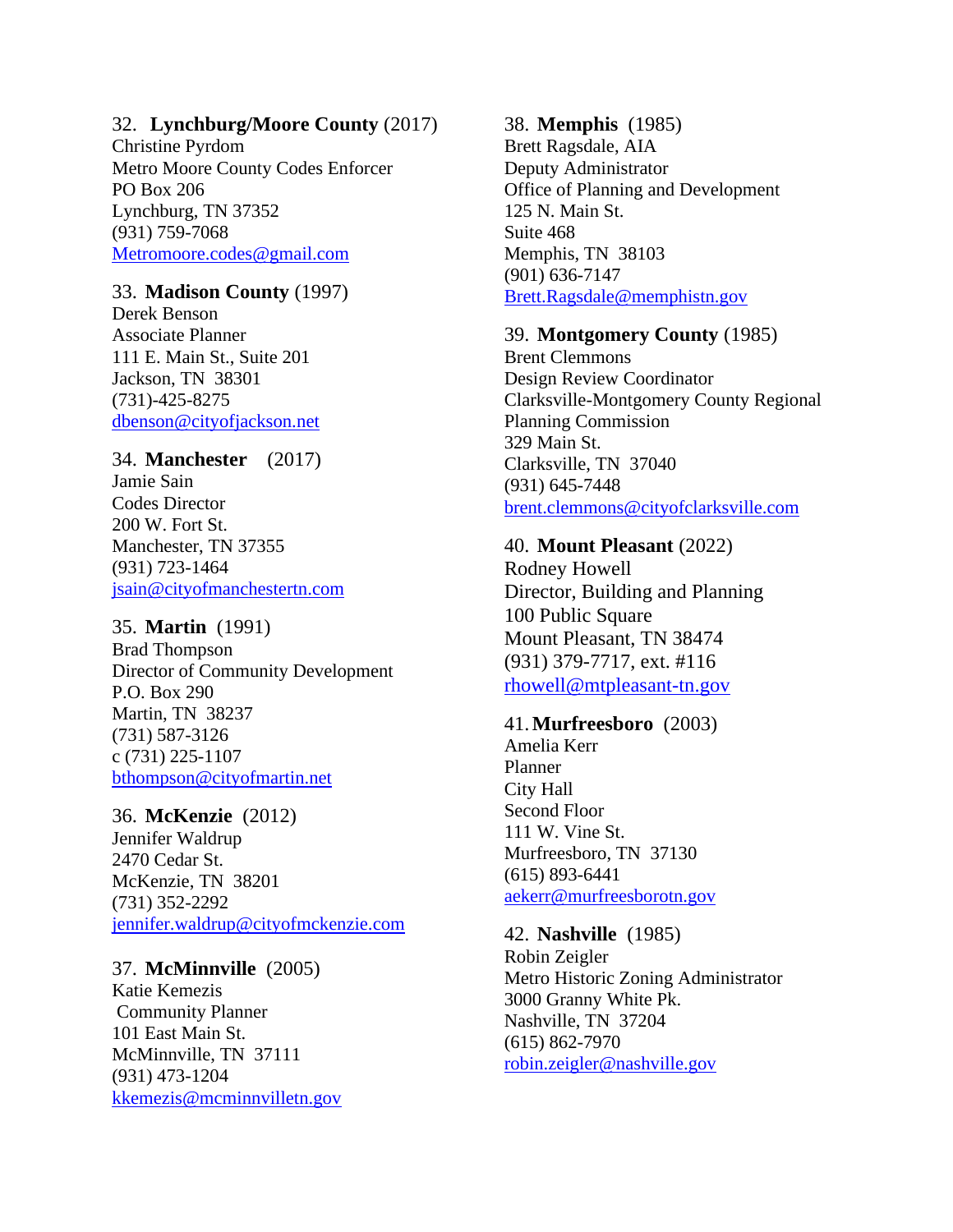32. **Lynchburg/Moore County** (2017)
Christine Pyrdom
Metro Moore County Codes Enforcer
PO Box 206
Lynchburg, TN 37352
(931) 759-7068
Metromoore.codes@gmail.com

33. **Madison County** (1997)
Derek Benson
Associate Planner
111 E. Main St., Suite 201
Jackson, TN 38301
(731)-425-8275
dbenson@cityofjackson.net

34. **Manchester** (2017)
Jamie Sain
Codes Director
200 W. Fort St.
Manchester, TN 37355
(931) 723-1464
jsain@cityofmanchestertn.com

35. **Martin** (1991)
Brad Thompson
Director of Community Development
P.O. Box 290
Martin, TN 38237
(731) 587-3126
c (731) 225-1107
bthompson@cityofmartin.net

36. **McKenzie** (2012)
Jennifer Waldrup
2470 Cedar St.
McKenzie, TN 38201
(731) 352-2292
jennifer.waldrup@cityofmckenzie.com

37. **McMinnville** (2005)
Katie Kemezis
Community Planner
101 East Main St.
McMinnville, TN 37111
(931) 473-1204
kkemezis@mcminnvilletn.gov

38. **Memphis** (1985)
Brett Ragsdale, AIA
Deputy Administrator
Office of Planning and Development
125 N. Main St.
Suite 468
Memphis, TN 38103
(901) 636-7147
Brett.Ragsdale@memphistn.gov

39. **Montgomery County** (1985)
Brent Clemmons
Design Review Coordinator
Clarksville-Montgomery County Regional Planning Commission
329 Main St.
Clarksville, TN 37040
(931) 645-7448
brent.clemmons@cityofclarksville.com

40. **Mount Pleasant** (2022)
Rodney Howell
Director, Building and Planning
100 Public Square
Mount Pleasant, TN 38474
(931) 379-7717, ext. #116
rhowell@mtpleasant-tn.gov

41. **Murfreesboro** (2003)
Amelia Kerr
Planner
City Hall
Second Floor
111 W. Vine St.
Murfreesboro, TN 37130
(615) 893-6441
aekerr@murfreesborotn.gov

42. **Nashville** (1985)
Robin Zeigler
Metro Historic Zoning Administrator
3000 Granny White Pk.
Nashville, TN 37204
(615) 862-7970
robin.zeigler@nashville.gov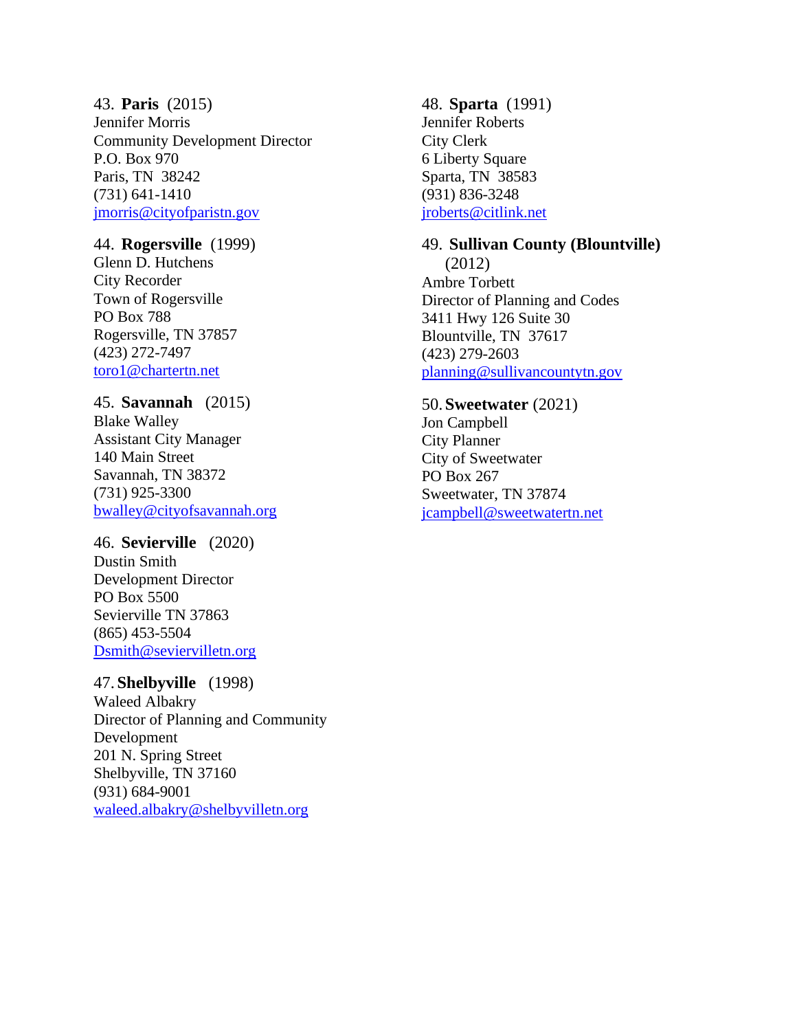43. **Paris** (2015)
Jennifer Morris
Community Development Director
P.O. Box 970
Paris, TN 38242
(731) 641-1410
jmorris@cityofparistn.gov

44. **Rogersville** (1999)
Glenn D. Hutchens
City Recorder
Town of Rogersville
PO Box 788
Rogersville, TN 37857
(423) 272-7497
toro1@chartertn.net

45. **Savannah** (2015)
Blake Walley
Assistant City Manager
140 Main Street
Savannah, TN 38372
(731) 925-3300
bwalley@cityofsavannah.org

46. **Sevierville** (2020)
Dustin Smith
Development Director
PO Box 5500
Sevierville TN 37863
(865) 453-5504
Dsmith@seviervilletn.org

47. **Shelbyville** (1998)
Waleed Albakry
Director of Planning and Community Development
201 N. Spring Street
Shelbyville, TN 37160
(931) 684-9001
waleed.albakry@shelbyvilletn.org

48. **Sparta** (1991)
Jennifer Roberts
City Clerk
6 Liberty Square
Sparta, TN 38583
(931) 836-3248
jroberts@citlink.net

49. **Sullivan County (Blountville)** (2012)
Ambre Torbett
Director of Planning and Codes
3411 Hwy 126 Suite 30
Blountville, TN 37617
(423) 279-2603
planning@sullivancountytn.gov

50. **Sweetwater** (2021)
Jon Campbell
City Planner
City of Sweetwater
PO Box 267
Sweetwater, TN 37874
jcampbell@sweetwatertn.net